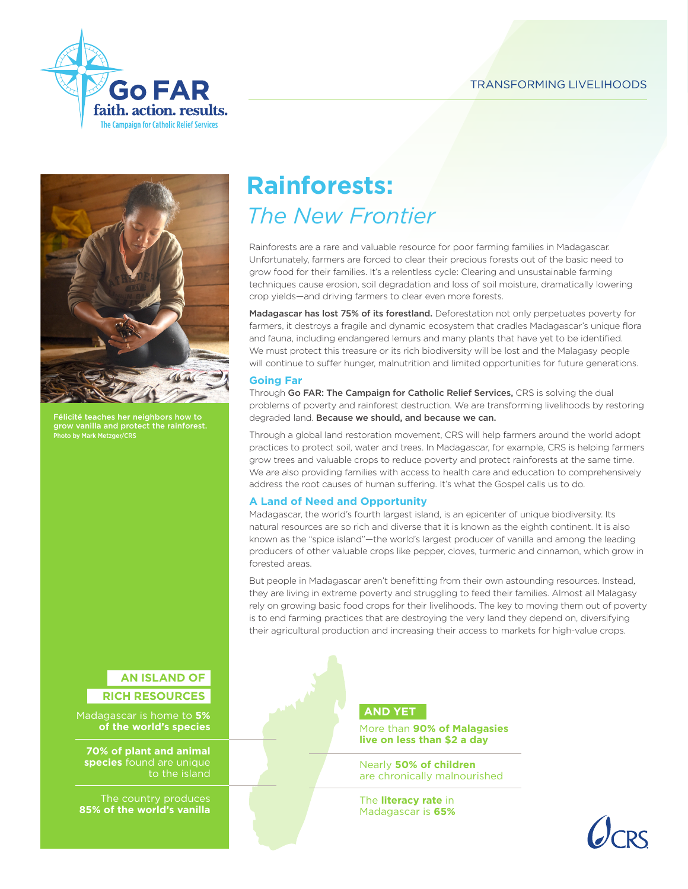Go FAR
faith. action. results.
The Campaign for Catholic Relief Services

TRANSFORMING LIVELIHOODS

# Rainforests:
## *The New Frontier*

Rainforests are a rare and valuable resource for poor farming families in Madagascar. Unfortunately, farmers are forced to clear their precious forests out of the basic need to grow food for their families. It's a relentless cycle: Clearing and unsustainable farming techniques cause erosion, soil degradation and loss of soil moisture, dramatically lowering crop yields—and driving farmers to clear even more forests.

**Madagascar has lost 75% of its forestland.** Deforestation not only perpetuates poverty for farmers, it destroys a fragile and dynamic ecosystem that cradles Madagascar's unique flora and fauna, including endangered lemurs and many plants that have yet to be identified. We must protect this treasure or its rich biodiversity will be lost and the Malagasy people will continue to suffer hunger, malnutrition and limited opportunities for future generations.

### Going Far

Through **Go FAR: The Campaign for Catholic Relief Services,** CRS is solving the dual problems of poverty and rainforest destruction. We are transforming livelihoods by restoring degraded land. **Because we should, and because we can.**

Through a global land restoration movement, CRS will help farmers around the world adopt practices to protect soil, water and trees. In Madagascar, for example, CRS is helping farmers grow trees and valuable crops to reduce poverty and protect rainforests at the same time. We are also providing families with access to health care and education to comprehensively address the root causes of human suffering. It's what the Gospel calls us to do.

### A Land of Need and Opportunity

Madagascar, the world's fourth largest island, is an epicenter of unique biodiversity. Its natural resources are so rich and diverse that it is known as the eighth continent. It is also known as the "spice island"—the world's largest producer of vanilla and among the leading producers of other valuable crops like pepper, cloves, turmeric and cinnamon, which grow in forested areas.

But people in Madagascar aren't benefitting from their own astounding resources. Instead, they are living in extreme poverty and struggling to feed their families. Almost all Malagasy rely on growing basic food crops for their livelihoods. The key to moving them out of poverty is to end farming practices that are destroying the very land they depend on, diversifying their agricultural production and increasing their access to markets for high-value crops.

Félicité teaches her neighbors how to grow vanilla and protect the rainforest.
Photo by Mark Metzger/CRS

### AN ISLAND OF RICH RESOURCES

Madagascar is home to **5% of the world's species**

**70% of plant and animal species** found are unique to the island

The country produces **85% of the world's vanilla**

### AND YET

More than **90% of Malagasies live on less than $2 a day**

Nearly **50% of children** are chronically malnourished

The **literacy rate** in Madagascar is **65%**

CRS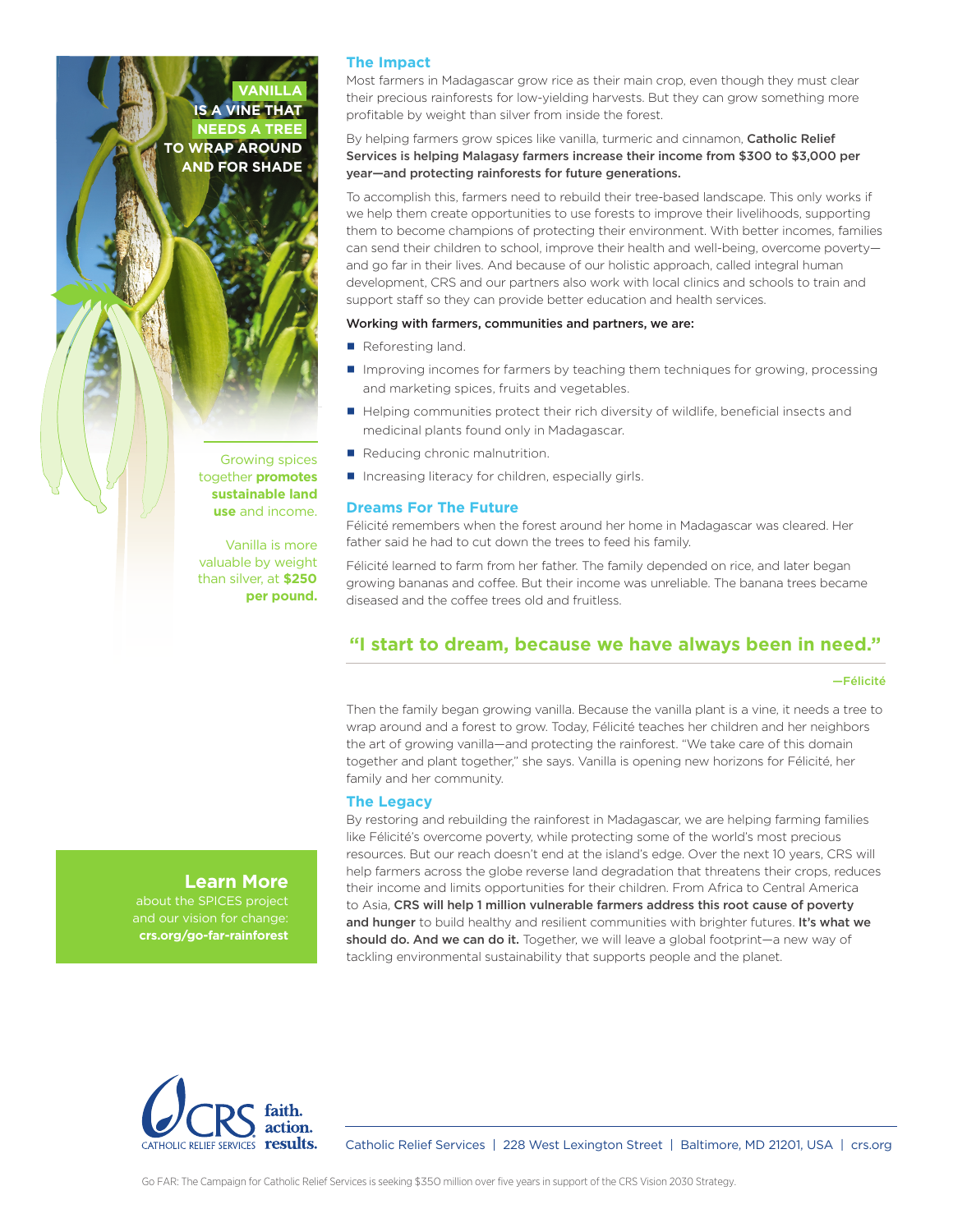**VANILLA IS A VINE THAT NEEDS A TREE TO WRAP AROUND AND FOR SHADE**

Growing spices together **promotes sustainable land use** and income.

Vanilla is more valuable by weight than silver, at **$250 per pound.**

## The Impact

Most farmers in Madagascar grow rice as their main crop, even though they must clear their precious rainforests for low-yielding harvests. But they can grow something more profitable by weight than silver from inside the forest.

By helping farmers grow spices like vanilla, turmeric and cinnamon, **Catholic Relief Services is helping Malagasy farmers increase their income from $300 to $3,000 per year—and protecting rainforests for future generations.**

To accomplish this, farmers need to rebuild their tree-based landscape. This only works if we help them create opportunities to use forests to improve their livelihoods, supporting them to become champions of protecting their environment. With better incomes, families can send their children to school, improve their health and well-being, overcome poverty—and go far in their lives. And because of our holistic approach, called integral human development, CRS and our partners also work with local clinics and schools to train and support staff so they can provide better education and health services.

**Working with farmers, communities and partners, we are:**

- Reforesting land.
- Improving incomes for farmers by teaching them techniques for growing, processing and marketing spices, fruits and vegetables.
- Helping communities protect their rich diversity of wildlife, beneficial insects and medicinal plants found only in Madagascar.
- Reducing chronic malnutrition.
- Increasing literacy for children, especially girls.

## Dreams For The Future

Félicité remembers when the forest around her home in Madagascar was cleared. Her father said he had to cut down the trees to feed his family.

Félicité learned to farm from her father. The family depended on rice, and later began growing bananas and coffee. But their income was unreliable. The banana trees became diseased and the coffee trees old and fruitless.

> **"I start to dream, because we have always been in need."**
>
> —Félicité

Then the family began growing vanilla. Because the vanilla plant is a vine, it needs a tree to wrap around and a forest to grow. Today, Félicité teaches her children and her neighbors the art of growing vanilla—and protecting the rainforest. "We take care of this domain together and plant together," she says. Vanilla is opening new horizons for Félicité, her family and her community.

## The Legacy

By restoring and rebuilding the rainforest in Madagascar, we are helping farming families like Félicité's overcome poverty, while protecting some of the world's most precious resources. But our reach doesn't end at the island's edge. Over the next 10 years, CRS will help farmers across the globe reverse land degradation that threatens their crops, reduces their income and limits opportunities for their children. From Africa to Central America to Asia, **CRS will help 1 million vulnerable farmers address this root cause of poverty and hunger** to build healthy and resilient communities with brighter futures. **It's what we should do. And we can do it.** Together, we will leave a global footprint—a new way of tackling environmental sustainability that supports people and the planet.

**Learn More**
about the SPICES project and our vision for change:
**crs.org/go-far-rainforest**

CRS Catholic Relief Services — faith. action. results.

Catholic Relief Services | 228 West Lexington Street | Baltimore, MD 21201, USA | crs.org

Go FAR: The Campaign for Catholic Relief Services is seeking $350 million over five years in support of the CRS Vision 2030 Strategy.